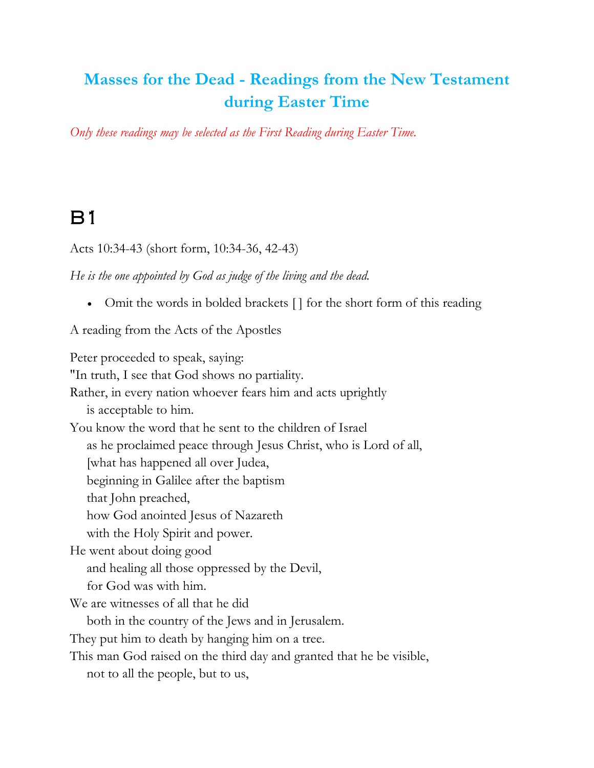# Masses for the Dead - Readings from the New Testament during Easter Time

*Only these readings may be selected as the First Reading during Easter Time.*

## B1

Acts 10:34-43 (short form, 10:34-36, 42-43)

*He is the one appointed by God as judge of the living and the dead.*

- Omit the words in bolded brackets [ ] for the short form of this reading

A reading from the Acts of the Apostles

Peter proceeded to speak, saying:
"In truth, I see that God shows no partiality.
Rather, in every nation whoever fears him and acts uprightly
    is acceptable to him.
You know the word that he sent to the children of Israel
    as he proclaimed peace through Jesus Christ, who is Lord of all,
    [what has happened all over Judea,
    beginning in Galilee after the baptism
    that John preached,
    how God anointed Jesus of Nazareth
    with the Holy Spirit and power.
He went about doing good
    and healing all those oppressed by the Devil,
    for God was with him.
We are witnesses of all that he did
    both in the country of the Jews and in Jerusalem.
They put him to death by hanging him on a tree.
This man God raised on the third day and granted that he be visible,
    not to all the people, but to us,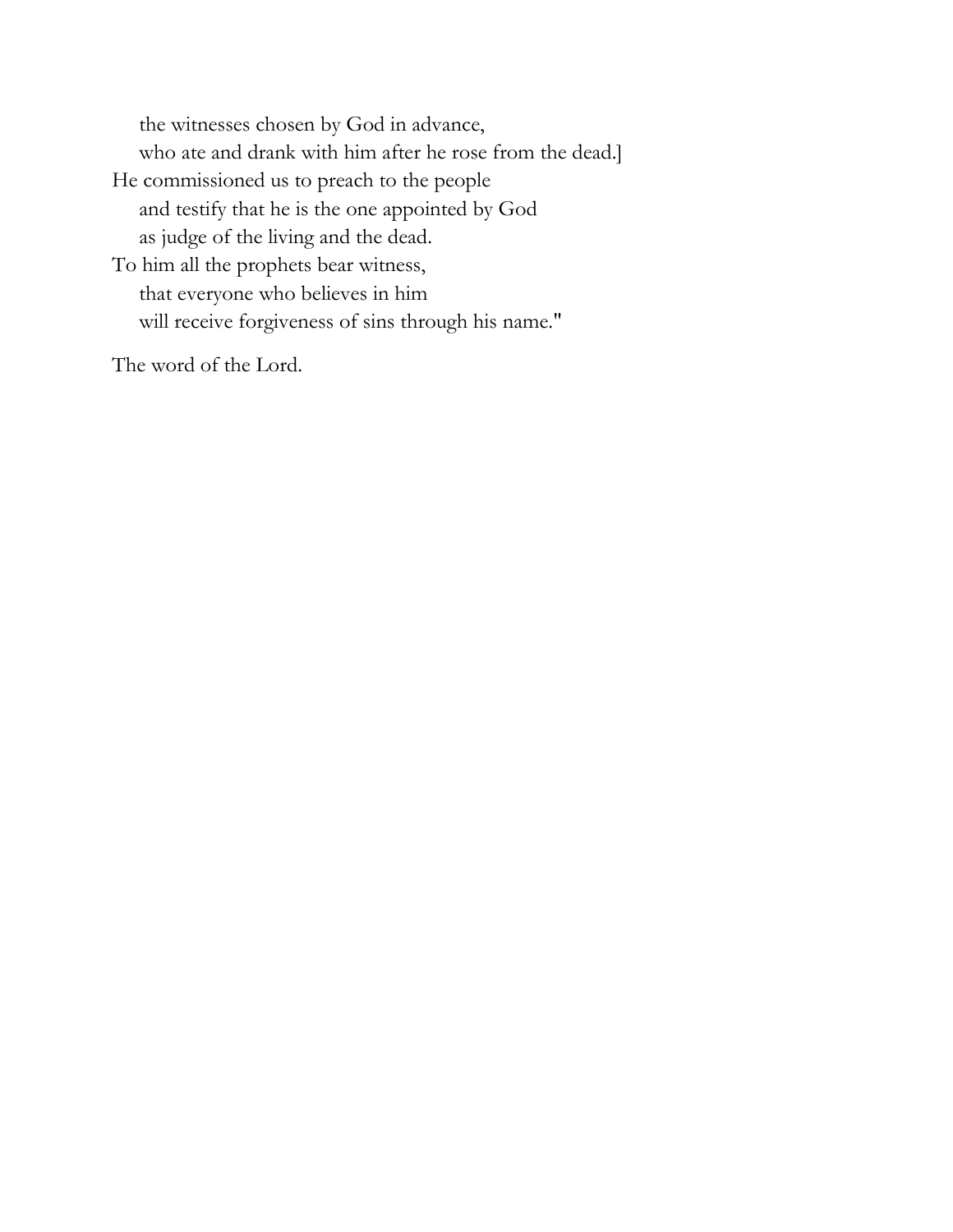the witnesses chosen by God in advance,  
who ate and drank with him after he rose from the dead.]  
He commissioned us to preach to the people  
and testify that he is the one appointed by God  
as judge of the living and the dead.  
To him all the prophets bear witness,  
that everyone who believes in him  
will receive forgiveness of sins through his name."

The word of the Lord.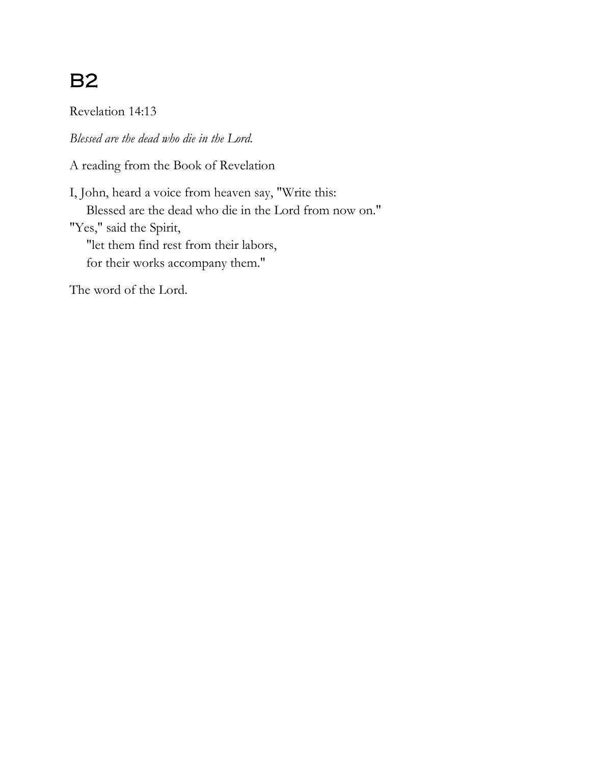# B2

Revelation 14:13

*Blessed are the dead who die in the Lord.*

A reading from the Book of Revelation

I, John, heard a voice from heaven say, "Write this:  
    Blessed are the dead who die in the Lord from now on."  
"Yes," said the Spirit,  
    "let them find rest from their labors,  
    for their works accompany them."

The word of the Lord.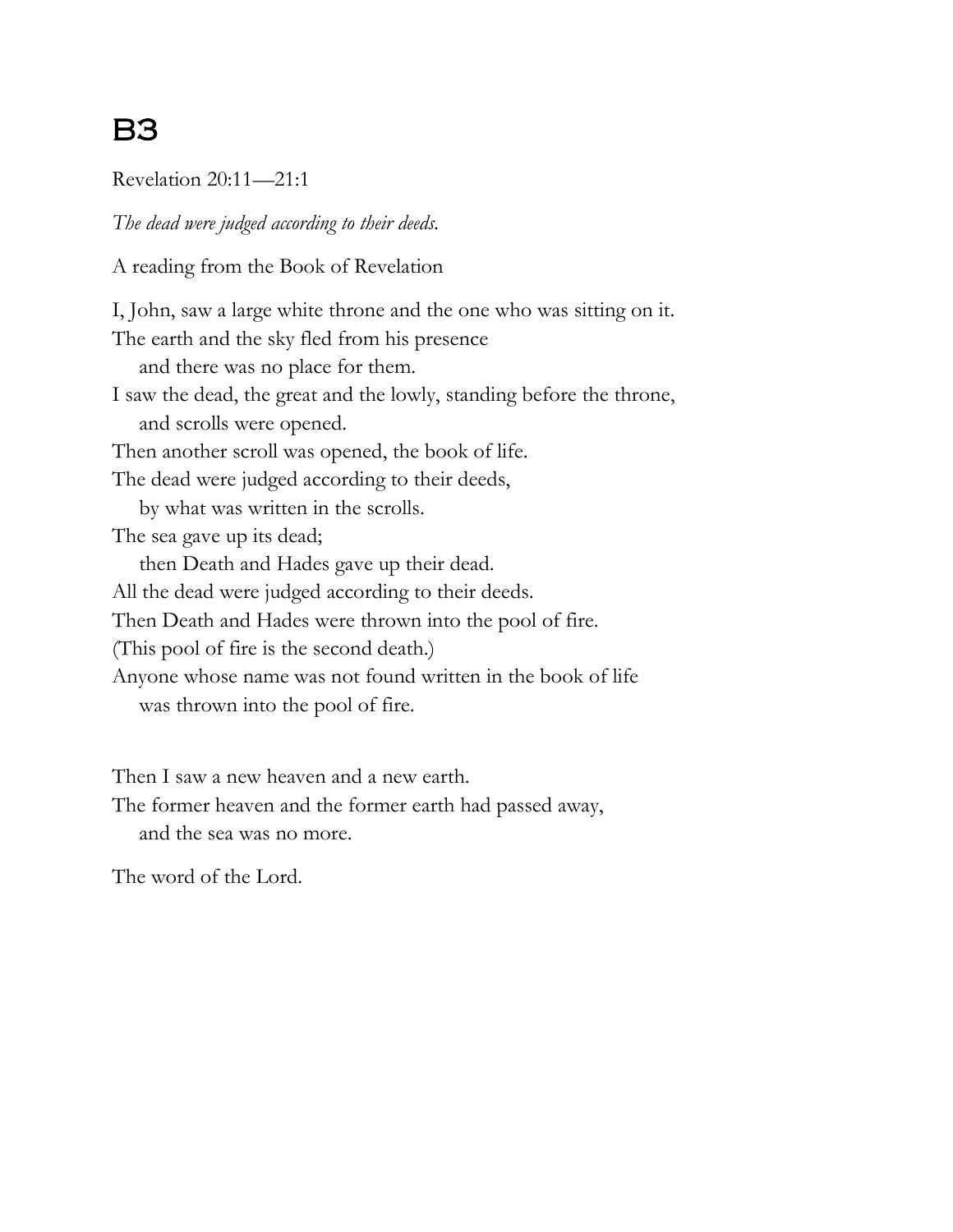# B3

Revelation 20:11—21:1

*The dead were judged according to their deeds.*

A reading from the Book of Revelation

I, John, saw a large white throne and the one who was sitting on it.
The earth and the sky fled from his presence
and there was no place for them.
I saw the dead, the great and the lowly, standing before the throne,
and scrolls were opened.
Then another scroll was opened, the book of life.
The dead were judged according to their deeds,
by what was written in the scrolls.
The sea gave up its dead;
then Death and Hades gave up their dead.
All the dead were judged according to their deeds.
Then Death and Hades were thrown into the pool of fire.
(This pool of fire is the second death.)
Anyone whose name was not found written in the book of life
was thrown into the pool of fire.

Then I saw a new heaven and a new earth.
The former heaven and the former earth had passed away,
and the sea was no more.

The word of the Lord.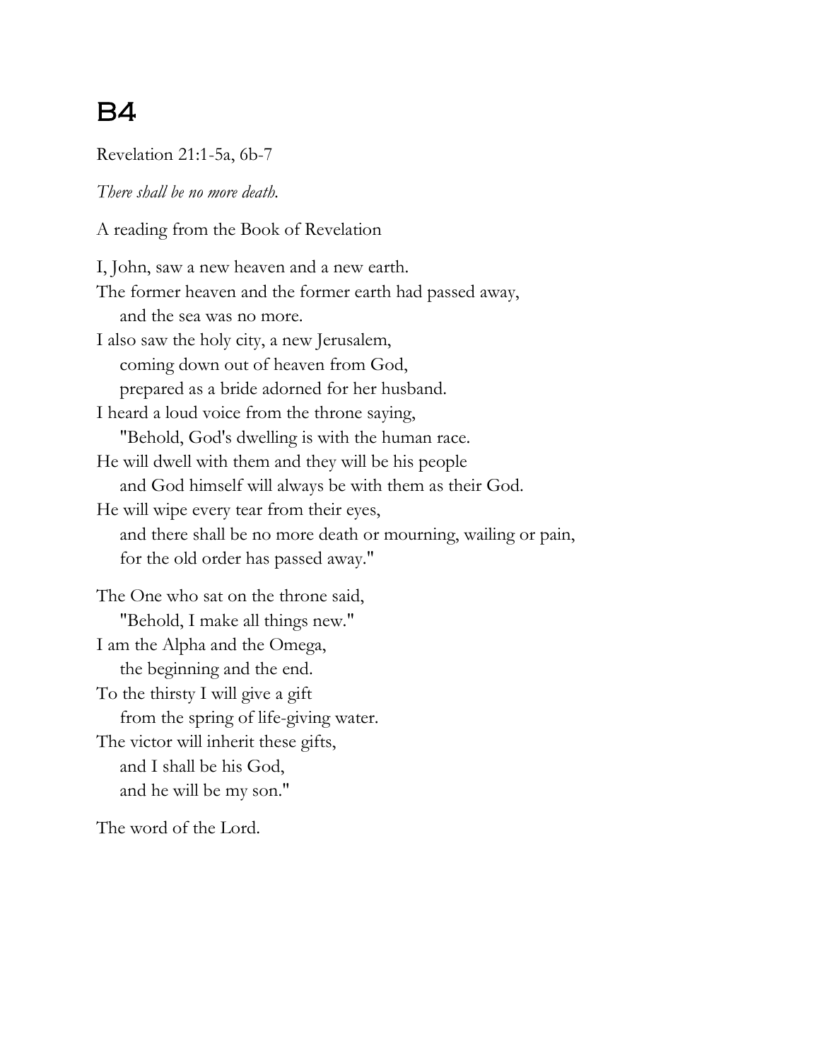# B4

Revelation 21:1-5a, 6b-7

*There shall be no more death.*

A reading from the Book of Revelation

I, John, saw a new heaven and a new earth.
The former heaven and the former earth had passed away,
    and the sea was no more.
I also saw the holy city, a new Jerusalem,
    coming down out of heaven from God,
    prepared as a bride adorned for her husband.
I heard a loud voice from the throne saying,
    "Behold, God's dwelling is with the human race.
He will dwell with them and they will be his people
    and God himself will always be with them as their God.
He will wipe every tear from their eyes,
    and there shall be no more death or mourning, wailing or pain,
    for the old order has passed away."

The One who sat on the throne said,
    "Behold, I make all things new."
I am the Alpha and the Omega,
    the beginning and the end.
To the thirsty I will give a gift
    from the spring of life-giving water.
The victor will inherit these gifts,
    and I shall be his God,
    and he will be my son."

The word of the Lord.